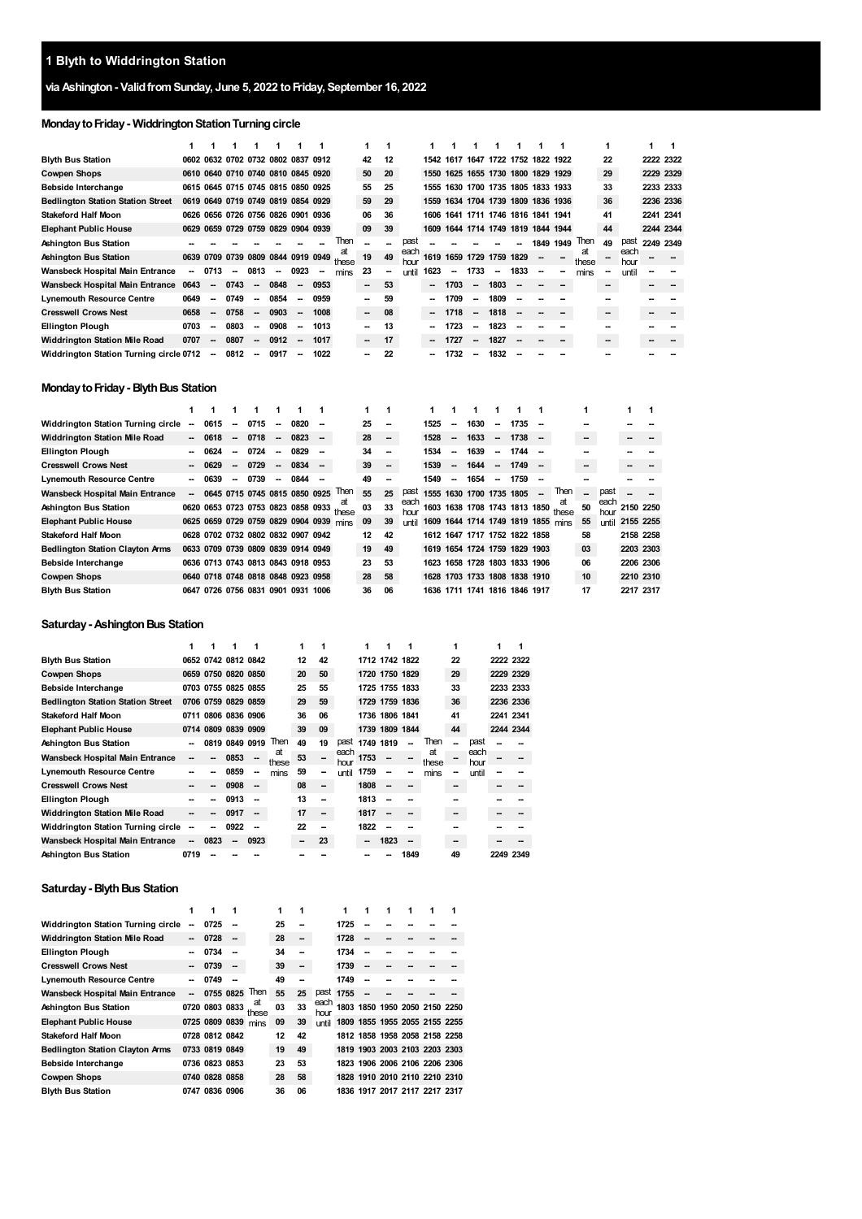# 1 Blyth to Widdrington Station

## via Ashington - Valid from Sunday, June 5, 2022 to Friday, September 16, 2022

### Monday to Friday - Widdrington Station Turning circle

| | 1 | 1 | 1 | 1 | 1 | 1 | 1 | | 1 | 1 | | 1 | 1 | 1 | 1 | 1 | 1 | 1 | | 1 | | 1 | 1 |
|---|---|---|---|---|---|---|---|---|---|---|---|---|---|---|---|---|---|---|---|---|---|---|---|
| Blyth Bus Station | 0602 | 0632 | 0702 | 0732 | 0802 | 0837 | 0912 | | 42 | 12 | | 1542 | 1617 | 1647 | 1722 | 1752 | 1822 | 1922 | | 22 | | 2222 | 2322 |
| Cowpen Shops | 0610 | 0640 | 0710 | 0740 | 0810 | 0845 | 0920 | | 50 | 20 | | 1550 | 1625 | 1655 | 1730 | 1800 | 1829 | 1929 | | 29 | | 2229 | 2329 |
| Bebside Interchange | 0615 | 0645 | 0715 | 0745 | 0815 | 0850 | 0925 | | 55 | 25 | | 1555 | 1630 | 1700 | 1735 | 1805 | 1833 | 1933 | | 33 | | 2233 | 2333 |
| Bedlington Station Station Street | 0619 | 0649 | 0719 | 0749 | 0819 | 0854 | 0929 | | 59 | 29 | | 1559 | 1634 | 1704 | 1739 | 1809 | 1836 | 1936 | | 36 | | 2236 | 2336 |
| Stakeford Half Moon | 0626 | 0656 | 0726 | 0756 | 0826 | 0901 | 0936 | | 06 | 36 | | 1606 | 1641 | 1711 | 1746 | 1816 | 1841 | 1941 | | 41 | | 2241 | 2341 |
| Elephant Public House | 0629 | 0659 | 0729 | 0759 | 0829 | 0904 | 0939 | | 09 | 39 | | 1609 | 1644 | 1714 | 1749 | 1819 | 1844 | 1944 | | 44 | | 2244 | 2344 |
| Ashington Bus Station | -- | -- | -- | -- | -- | -- | -- | Then at these mins | -- | -- | past each hour until | -- | -- | -- | -- | -- | 1849 | 1949 | Then at these mins | 49 | past each hour until | 2249 | 2349 |
| Ashington Bus Station | 0639 | 0709 | 0739 | 0809 | 0844 | 0919 | 0949 | | 19 | 49 | | 1619 | 1659 | 1729 | 1759 | 1829 | -- | -- | | -- | | -- | -- |
| Wansbeck Hospital Main Entrance | -- | 0713 | -- | 0813 | -- | 0923 | -- | | 23 | -- | | 1623 | -- | 1733 | -- | 1833 | -- | -- | | -- | | -- | -- |
| Wansbeck Hospital Main Entrance | 0643 | -- | 0743 | -- | 0848 | -- | 0953 | | -- | 53 | | -- | 1703 | -- | 1803 | -- | -- | -- | | -- | | -- | -- |
| Lynemouth Resource Centre | 0649 | -- | 0749 | -- | 0854 | -- | 0959 | | -- | 59 | | -- | 1709 | -- | 1809 | -- | -- | -- | | -- | | -- | -- |
| Cresswell Crows Nest | 0658 | -- | 0758 | -- | 0903 | -- | 1008 | | -- | 08 | | -- | 1718 | -- | 1818 | -- | -- | -- | | -- | | -- | -- |
| Ellington Plough | 0703 | -- | 0803 | -- | 0908 | -- | 1013 | | -- | 13 | | -- | 1723 | -- | 1823 | -- | -- | -- | | -- | | -- | -- |
| Widdrington Station Mile Road | 0707 | -- | 0807 | -- | 0912 | -- | 1017 | | -- | 17 | | -- | 1727 | -- | 1827 | -- | -- | -- | | -- | | -- | -- |
| Widdrington Station Turning circle | 0712 | -- | 0812 | -- | 0917 | -- | 1022 | | -- | 22 | | -- | 1732 | -- | 1832 | -- | -- | -- | | -- | | -- | -- |

### Monday to Friday - Blyth Bus Station

| | 1 | 1 | 1 | 1 | 1 | 1 | 1 | | 1 | 1 | | 1 | 1 | 1 | 1 | 1 | 1 | | 1 | | 1 | 1 |
|---|---|---|---|---|---|---|---|---|---|---|---|---|---|---|---|---|---|---|---|---|---|---|
| Widdrington Station Turning circle | -- | 0615 | -- | 0715 | -- | 0820 | -- | | 25 | -- | | 1525 | -- | 1630 | -- | 1735 | -- | | -- | | -- | -- |
| Widdrington Station Mile Road | -- | 0618 | -- | 0718 | -- | 0823 | -- | | 28 | -- | | 1528 | -- | 1633 | -- | 1738 | -- | | -- | | -- | -- |
| Ellington Plough | -- | 0624 | -- | 0724 | -- | 0829 | -- | | 34 | -- | | 1534 | -- | 1639 | -- | 1744 | -- | | -- | | -- | -- |
| Cresswell Crows Nest | -- | 0629 | -- | 0729 | -- | 0834 | -- | | 39 | -- | | 1539 | -- | 1644 | -- | 1749 | -- | | -- | | -- | -- |
| Lynemouth Resource Centre | -- | 0639 | -- | 0739 | -- | 0844 | -- | | 49 | -- | | 1549 | -- | 1654 | -- | 1759 | -- | | -- | | -- | -- |
| Wansbeck Hospital Main Entrance | -- | 0645 | 0715 | 0745 | 0815 | 0850 | 0925 | Then at these mins | 55 | 25 | past each hour until | 1555 | 1630 | 1700 | 1735 | 1805 | -- | Then at these mins | -- | past each hour until | -- | -- |
| Ashington Bus Station | 0620 | 0653 | 0723 | 0753 | 0823 | 0858 | 0933 | | 03 | 33 | | 1603 | 1638 | 1708 | 1743 | 1813 | 1850 | | 50 | | 2150 | 2250 |
| Elephant Public House | 0625 | 0659 | 0729 | 0759 | 0829 | 0904 | 0939 | | 09 | 39 | | 1609 | 1644 | 1714 | 1749 | 1819 | 1855 | | 55 | | 2155 | 2255 |
| Stakeford Half Moon | 0628 | 0702 | 0732 | 0802 | 0832 | 0907 | 0942 | | 12 | 42 | | 1612 | 1647 | 1717 | 1752 | 1822 | 1858 | | 58 | | 2158 | 2258 |
| Bedlington Station Clayton Arms | 0633 | 0709 | 0739 | 0809 | 0839 | 0914 | 0949 | | 19 | 49 | | 1619 | 1654 | 1724 | 1759 | 1829 | 1903 | | 03 | | 2203 | 2303 |
| Bebside Interchange | 0636 | 0713 | 0743 | 0813 | 0843 | 0918 | 0953 | | 23 | 53 | | 1623 | 1658 | 1728 | 1803 | 1833 | 1906 | | 06 | | 2206 | 2306 |
| Cowpen Shops | 0640 | 0718 | 0748 | 0818 | 0848 | 0923 | 0958 | | 28 | 58 | | 1628 | 1703 | 1733 | 1808 | 1838 | 1910 | | 10 | | 2210 | 2310 |
| Blyth Bus Station | 0647 | 0726 | 0756 | 0831 | 0901 | 0931 | 1006 | | 36 | 06 | | 1636 | 1711 | 1741 | 1816 | 1846 | 1917 | | 17 | | 2217 | 2317 |

### Saturday - Ashington Bus Station

| | 1 | 1 | 1 | 1 | | 1 | 1 | | 1 | 1 | 1 | | 1 | | 1 | 1 |
|---|---|---|---|---|---|---|---|---|---|---|---|---|---|---|---|---|
| Blyth Bus Station | 0652 | 0742 | 0812 | 0842 | | 12 | 42 | | 1712 | 1742 | 1822 | | 22 | | 2222 | 2322 |
| Cowpen Shops | 0659 | 0750 | 0820 | 0850 | | 20 | 50 | | 1720 | 1750 | 1829 | | 29 | | 2229 | 2329 |
| Bebside Interchange | 0703 | 0755 | 0825 | 0855 | | 25 | 55 | | 1725 | 1755 | 1833 | | 33 | | 2233 | 2333 |
| Bedlington Station Station Street | 0706 | 0759 | 0829 | 0859 | | 29 | 59 | | 1729 | 1759 | 1836 | | 36 | | 2236 | 2336 |
| Stakeford Half Moon | 0711 | 0806 | 0836 | 0906 | | 36 | 06 | | 1736 | 1806 | 1841 | | 41 | | 2241 | 2341 |
| Elephant Public House | 0714 | 0809 | 0839 | 0909 | | 39 | 09 | | 1739 | 1809 | 1844 | | 44 | | 2244 | 2344 |
| Ashington Bus Station | -- | 0819 | 0849 | 0919 | Then at these mins | 49 | 19 | past each hour until | 1749 | 1819 | -- | Then at these mins | -- | past each hour until | -- | -- |
| Wansbeck Hospital Main Entrance | -- | -- | 0853 | -- | | 53 | -- | | 1753 | -- | -- | | -- | | -- | -- |
| Lynemouth Resource Centre | -- | -- | 0859 | -- | | 59 | -- | | 1759 | -- | -- | | -- | | -- | -- |
| Cresswell Crows Nest | -- | -- | 0908 | -- | | 08 | -- | | 1808 | -- | -- | | -- | | -- | -- |
| Ellington Plough | -- | -- | 0913 | -- | | 13 | -- | | 1813 | -- | -- | | -- | | -- | -- |
| Widdrington Station Mile Road | -- | -- | 0917 | -- | | 17 | -- | | 1817 | -- | -- | | -- | | -- | -- |
| Widdrington Station Turning circle | -- | -- | 0922 | -- | | 22 | -- | | 1822 | -- | -- | | -- | | -- | -- |
| Wansbeck Hospital Main Entrance | -- | 0823 | -- | 0923 | | -- | 23 | | -- | 1823 | -- | | -- | | -- | -- |
| Ashington Bus Station | 0719 | -- | -- | -- | | -- | -- | | -- | -- | 1849 | | 49 | | 2249 | 2349 |

### Saturday - Blyth Bus Station

| | 1 | 1 | 1 | | 1 | 1 | | 1 | 1 | 1 | 1 | 1 | 1 |
|---|---|---|---|---|---|---|---|---|---|---|---|---|---|
| Widdrington Station Turning circle | -- | 0725 | -- | | 25 | -- | | 1725 | -- | -- | -- | -- | -- |
| Widdrington Station Mile Road | -- | 0728 | -- | | 28 | -- | | 1728 | -- | -- | -- | -- | -- |
| Ellington Plough | -- | 0734 | -- | | 34 | -- | | 1734 | -- | -- | -- | -- | -- |
| Cresswell Crows Nest | -- | 0739 | -- | | 39 | -- | | 1739 | -- | -- | -- | -- | -- |
| Lynemouth Resource Centre | -- | 0749 | -- | | 49 | -- | | 1749 | -- | -- | -- | -- | -- |
| Wansbeck Hospital Main Entrance | -- | 0755 | 0825 | Then at these mins | 55 | 25 | past each hour until | 1755 | -- | -- | -- | -- | -- |
| Ashington Bus Station | 0720 | 0803 | 0833 | | 03 | 33 | | 1803 | 1850 | 1950 | 2050 | 2150 | 2250 |
| Elephant Public House | 0725 | 0809 | 0839 | | 09 | 39 | | 1809 | 1855 | 1955 | 2055 | 2155 | 2255 |
| Stakeford Half Moon | 0728 | 0812 | 0842 | | 12 | 42 | | 1812 | 1858 | 1958 | 2058 | 2158 | 2258 |
| Bedlington Station Clayton Arms | 0733 | 0819 | 0849 | | 19 | 49 | | 1819 | 1903 | 2003 | 2103 | 2203 | 2303 |
| Bebside Interchange | 0736 | 0823 | 0853 | | 23 | 53 | | 1823 | 1906 | 2006 | 2106 | 2206 | 2306 |
| Cowpen Shops | 0740 | 0828 | 0858 | | 28 | 58 | | 1828 | 1910 | 2010 | 2110 | 2210 | 2310 |
| Blyth Bus Station | 0747 | 0836 | 0906 | | 36 | 06 | | 1836 | 1917 | 2017 | 2117 | 2217 | 2317 |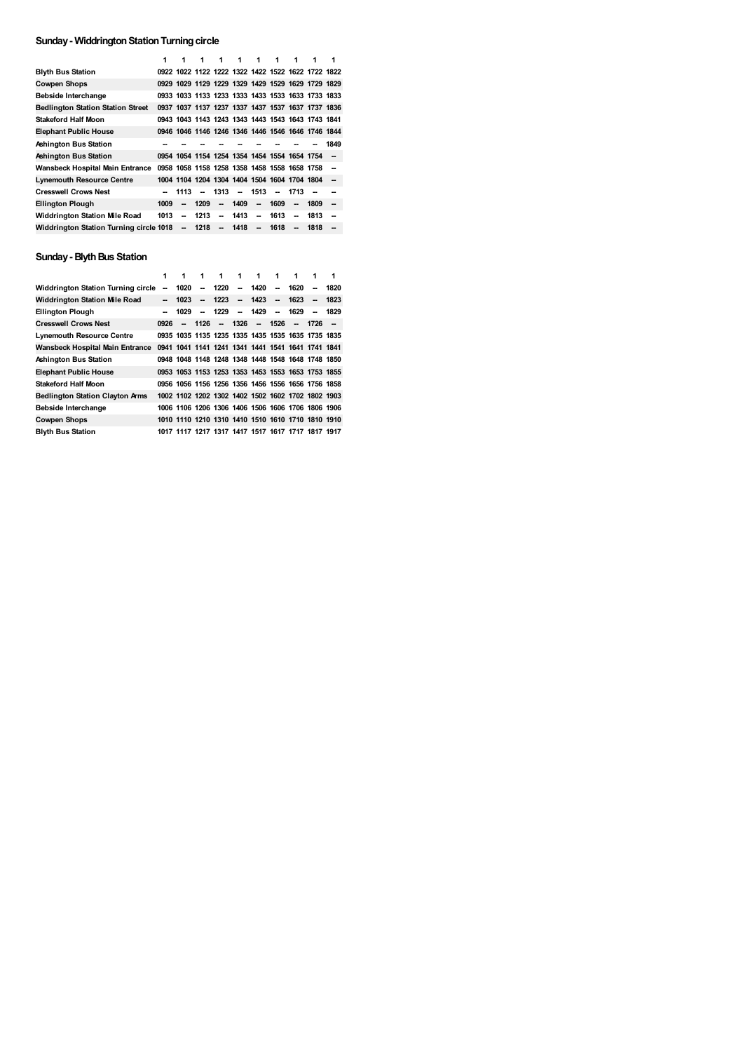## Sunday - Widdrington Station Turning circle

| | 1 | 1 | 1 | 1 | 1 | 1 | 1 | 1 | 1 | 1 |
|---|---|---|---|---|---|---|---|---|---|---|
| Blyth Bus Station | 0922 | 1022 | 1122 | 1222 | 1322 | 1422 | 1522 | 1622 | 1722 | 1822 |
| Cowpen Shops | 0929 | 1029 | 1129 | 1229 | 1329 | 1429 | 1529 | 1629 | 1729 | 1829 |
| Bebside Interchange | 0933 | 1033 | 1133 | 1233 | 1333 | 1433 | 1533 | 1633 | 1733 | 1833 |
| Bedlington Station Station Street | 0937 | 1037 | 1137 | 1237 | 1337 | 1437 | 1537 | 1637 | 1737 | 1836 |
| Stakeford Half Moon | 0943 | 1043 | 1143 | 1243 | 1343 | 1443 | 1543 | 1643 | 1743 | 1841 |
| Elephant Public House | 0946 | 1046 | 1146 | 1246 | 1346 | 1446 | 1546 | 1646 | 1746 | 1844 |
| Ashington Bus Station | -- | -- | -- | -- | -- | -- | -- | -- | -- | 1849 |
| Ashington Bus Station | 0954 | 1054 | 1154 | 1254 | 1354 | 1454 | 1554 | 1654 | 1754 | -- |
| Wansbeck Hospital Main Entrance | 0958 | 1058 | 1158 | 1258 | 1358 | 1458 | 1558 | 1658 | 1758 | -- |
| Lynemouth Resource Centre | 1004 | 1104 | 1204 | 1304 | 1404 | 1504 | 1604 | 1704 | 1804 | -- |
| Cresswell Crows Nest | -- | 1113 | -- | 1313 | -- | 1513 | -- | 1713 | -- | -- |
| Ellington Plough | 1009 | -- | 1209 | -- | 1409 | -- | 1609 | -- | 1809 | -- |
| Widdrington Station Mile Road | 1013 | -- | 1213 | -- | 1413 | -- | 1613 | -- | 1813 | -- |
| Widdrington Station Turning circle | 1018 | -- | 1218 | -- | 1418 | -- | 1618 | -- | 1818 | -- |

## Sunday - Blyth Bus Station

| | 1 | 1 | 1 | 1 | 1 | 1 | 1 | 1 | 1 | 1 |
|---|---|---|---|---|---|---|---|---|---|---|
| Widdrington Station Turning circle | -- | 1020 | -- | 1220 | -- | 1420 | -- | 1620 | -- | 1820 |
| Widdrington Station Mile Road | -- | 1023 | -- | 1223 | -- | 1423 | -- | 1623 | -- | 1823 |
| Ellington Plough | -- | 1029 | -- | 1229 | -- | 1429 | -- | 1629 | -- | 1829 |
| Cresswell Crows Nest | 0926 | -- | 1126 | -- | 1326 | -- | 1526 | -- | 1726 | -- |
| Lynemouth Resource Centre | 0935 | 1035 | 1135 | 1235 | 1335 | 1435 | 1535 | 1635 | 1735 | 1835 |
| Wansbeck Hospital Main Entrance | 0941 | 1041 | 1141 | 1241 | 1341 | 1441 | 1541 | 1641 | 1741 | 1841 |
| Ashington Bus Station | 0948 | 1048 | 1148 | 1248 | 1348 | 1448 | 1548 | 1648 | 1748 | 1850 |
| Elephant Public House | 0953 | 1053 | 1153 | 1253 | 1353 | 1453 | 1553 | 1653 | 1753 | 1855 |
| Stakeford Half Moon | 0956 | 1056 | 1156 | 1256 | 1356 | 1456 | 1556 | 1656 | 1756 | 1858 |
| Bedlington Station Clayton Arms | 1002 | 1102 | 1202 | 1302 | 1402 | 1502 | 1602 | 1702 | 1802 | 1903 |
| Bebside Interchange | 1006 | 1106 | 1206 | 1306 | 1406 | 1506 | 1606 | 1706 | 1806 | 1906 |
| Cowpen Shops | 1010 | 1110 | 1210 | 1310 | 1410 | 1510 | 1610 | 1710 | 1810 | 1910 |
| Blyth Bus Station | 1017 | 1117 | 1217 | 1317 | 1417 | 1517 | 1617 | 1717 | 1817 | 1917 |